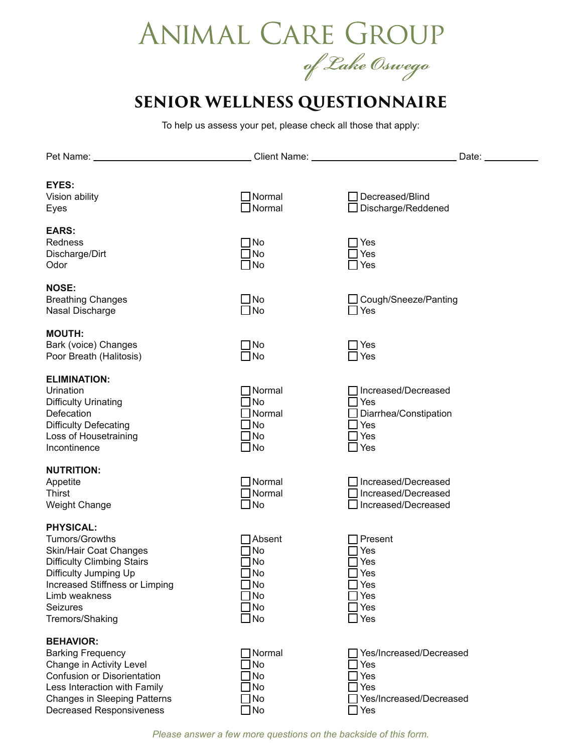# Animal Care Group

*of Lake Oswego*

## SENIOR WELLNESS QUESTIONNAIRE

To help us assess your pet, please check all those that apply:

Pet Name: ______________________________ Client Name: ____________________________ Date: __________

| **EYES:** | | |
|---|---|---|
| Vision ability | ☐ Normal | ☐ Decreased/Blind |
| Eyes | ☐ Normal | ☐ Discharge/Reddened |
| **EARS:** | | |
| Redness | ☐ No | ☐ Yes |
| Discharge/Dirt | ☐ No | ☐ Yes |
| Odor | ☐ No | ☐ Yes |
| **NOSE:** | | |
| Breathing Changes | ☐ No | ☐ Cough/Sneeze/Panting |
| Nasal Discharge | ☐ No | ☐ Yes |
| **MOUTH:** | | |
| Bark (voice) Changes | ☐ No | ☐ Yes |
| Poor Breath (Halitosis) | ☐ No | ☐ Yes |
| **ELIMINATION:** | | |
| Urination | ☐ Normal | ☐ Increased/Decreased |
| Difficulty Urinating | ☐ No | ☐ Yes |
| Defecation | ☐ Normal | ☐ Diarrhea/Constipation |
| Difficulty Defecating | ☐ No | ☐ Yes |
| Loss of Housetraining | ☐ No | ☐ Yes |
| Incontinence | ☐ No | ☐ Yes |
| **NUTRITION:** | | |
| Appetite | ☐ Normal | ☐ Increased/Decreased |
| Thirst | ☐ Normal | ☐ Increased/Decreased |
| Weight Change | ☐ No | ☐ Increased/Decreased |
| **PHYSICAL:** | | |
| Tumors/Growths | ☐ Absent | ☐ Present |
| Skin/Hair Coat Changes | ☐ No | ☐ Yes |
| Difficulty Climbing Stairs | ☐ No | ☐ Yes |
| Difficulty Jumping Up | ☐ No | ☐ Yes |
| Increased Stiffness or Limping | ☐ No | ☐ Yes |
| Limb weakness | ☐ No | ☐ Yes |
| Seizures | ☐ No | ☐ Yes |
| Tremors/Shaking | ☐ No | ☐ Yes |
| **BEHAVIOR:** | | |
| Barking Frequency | ☐ Normal | ☐ Yes/Increased/Decreased |
| Change in Activity Level | ☐ No | ☐ Yes |
| Confusion or Disorientation | ☐ No | ☐ Yes |
| Less Interaction with Family | ☐ No | ☐ Yes |
| Changes in Sleeping Patterns | ☐ No | ☐ Yes/Increased/Decreased |
| Decreased Responsiveness | ☐ No | ☐ Yes |

*Please answer a few more questions on the backside of this form.*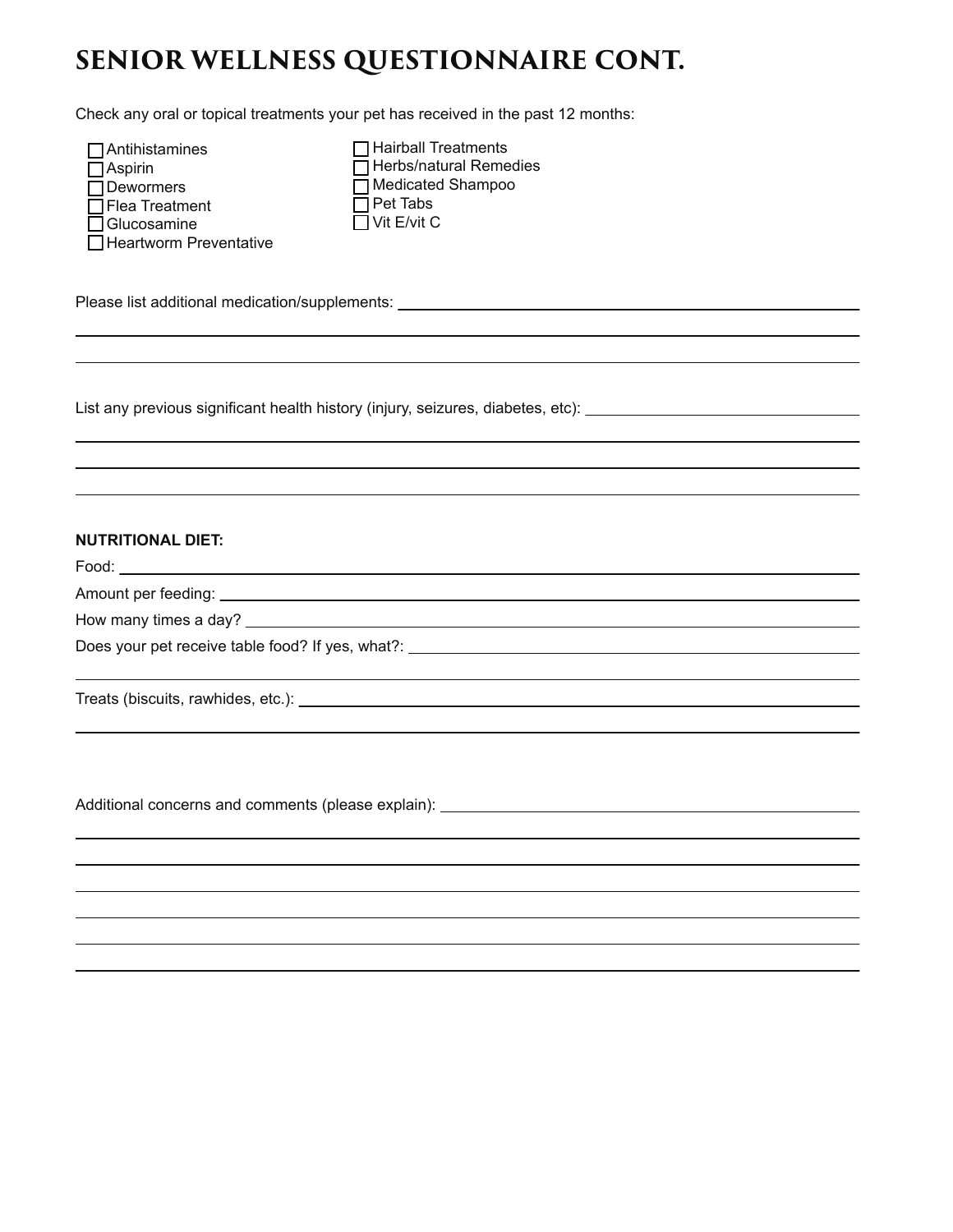# SENIOR WELLNESS QUESTIONNAIRE CONT.

Check any oral or topical treatments your pet has received in the past 12 months:

- ☐ Antihistamines
- ☐ Aspirin
- ☐ Dewormers
- ☐ Flea Treatment
- ☐ Glucosamine
- ☐ Heartworm Preventative
- ☐ Hairball Treatments
- ☐ Herbs/natural Remedies
- ☐ Medicated Shampoo
- ☐ Pet Tabs
- ☐ Vit E/vit C

Please list additional medication/supplements: ______________________________

______________________________

______________________________

List any previous significant health history (injury, seizures, diabetes, etc): ______________________________

______________________________

______________________________

______________________________

**NUTRITIONAL DIET:**

Food: ______________________________

Amount per feeding: ______________________________

How many times a day? ______________________________

Does your pet receive table food? If yes, what?: ______________________________

______________________________

Treats (biscuits, rawhides, etc.): ______________________________

______________________________

Additional concerns and comments (please explain): ______________________________

______________________________

______________________________

______________________________

______________________________

______________________________

______________________________